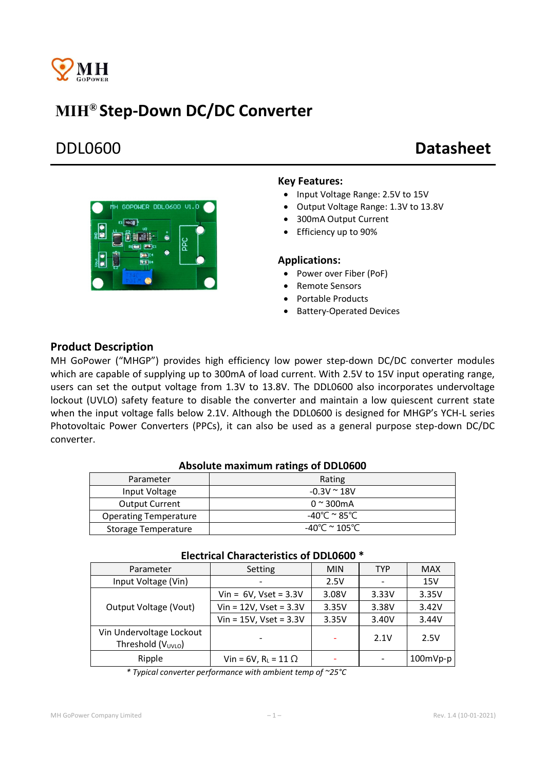# MIH® Step-Down DC/DC Converter

## DDL0600 — Datasheet

### Key Features:

- Input Voltage Range: 2.5V to 15V
- Output Voltage Range: 1.3V to 13.8V
- 300mA Output Current
- Efficiency up to 90%

### Applications:

- Power over Fiber (PoF)
- Remote Sensors
- Portable Products
- Battery-Operated Devices

## Product Description

MH GoPower ("MHGP") provides high efficiency low power step-down DC/DC converter modules which are capable of supplying up to 300mA of load current. With 2.5V to 15V input operating range, users can set the output voltage from 1.3V to 13.8V. The DDL0600 also incorporates undervoltage lockout (UVLO) safety feature to disable the converter and maintain a low quiescent current state when the input voltage falls below 2.1V. Although the DDL0600 is designed for MHGP's YCH-L series Photovoltaic Power Converters (PPCs), it can also be used as a general purpose step-down DC/DC converter.

**Absolute maximum ratings of DDL0600**

| Parameter | Rating |
|---|---|
| Input Voltage | -0.3V ~ 18V |
| Output Current | 0 ~ 300mA |
| Operating Temperature | -40℃ ~ 85℃ |
| Storage Temperature | -40℃ ~ 105℃ |

**Electrical Characteristics of DDL0600 ***

| Parameter | Setting | MIN | TYP | MAX |
|---|---|---|---|---|
| Input Voltage (Vin) | - | 2.5V | - | 15V |
| Output Voltage (Vout) | Vin = 6V, Vset = 3.3V | 3.08V | 3.33V | 3.35V |
| | Vin = 12V, Vset = 3.3V | 3.35V | 3.38V | 3.42V |
| | Vin = 15V, Vset = 3.3V | 3.35V | 3.40V | 3.44V |
| Vin Undervoltage Lockout Threshold ($V_{UVLO}$) | - | - | 2.1V | 2.5V |
| Ripple | Vin = 6V, $R_L$ = 11 Ω | - | - | 100mVp-p |

*\* Typical converter performance with ambient temp of ~25°C*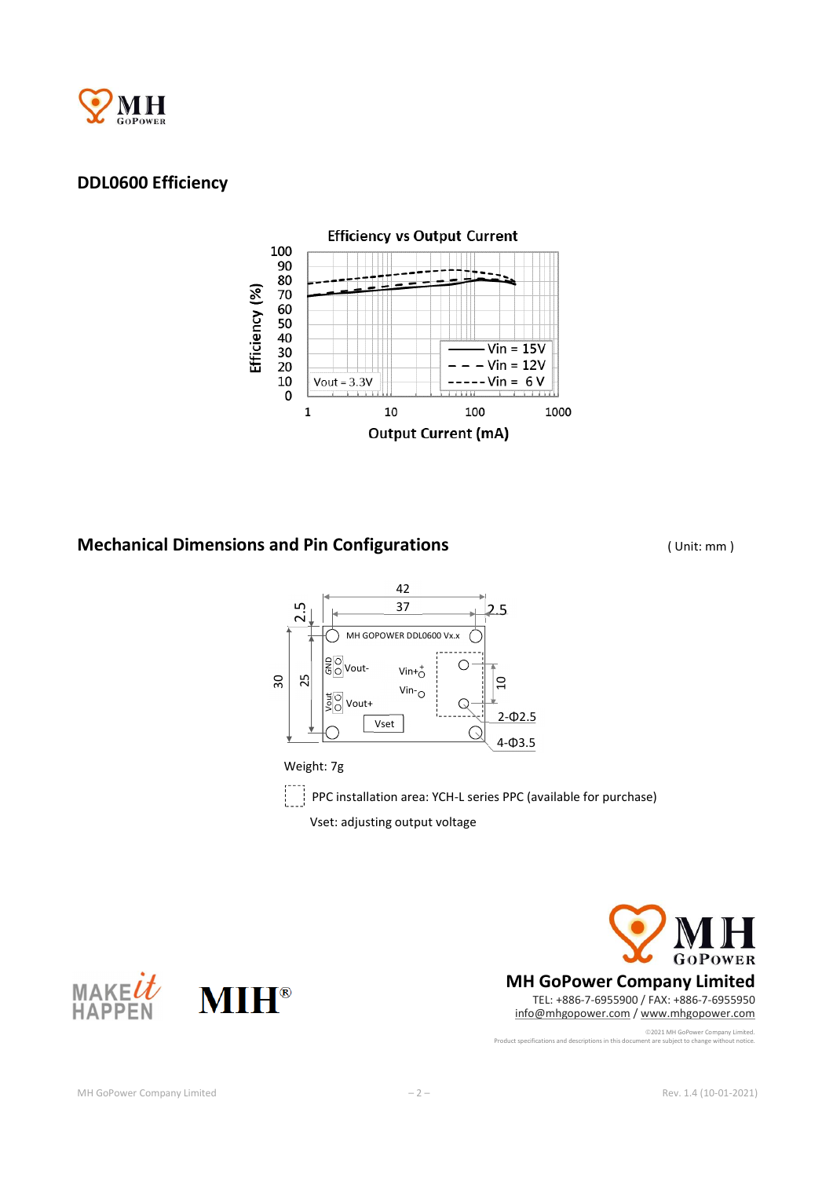## DDL0600 Efficiency

Efficiency vs Output Current

Efficiency (%)

100
90
80
70
60
50
40
30
20
10
0

1 10 100 1000

Output Current (mA)

Vout = 3.3V

Vin = 15V
Vin = 12V
Vin = 6 V

## Mechanical Dimensions and Pin Configurations

( Unit: mm )

42
37
2.5
2.5
30
25
10
2-Φ2.5
4-Φ3.5

MH GOPOWER DDL0600 Vx.x
GND
Vout-
Vout
Vout+
Vin+
Vin-
Vset

Weight: 7g

PPC installation area: YCH-L series PPC (available for purchase)

Vset: adjusting output voltage

**MH GoPower Company Limited**

TEL: +886-7-6955900 / FAX: +886-7-6955950

info@mhgopower.com / www.mhgopower.com

©2021 MH GoPower Company Limited.
Product specifications and descriptions in this document are subject to change without notice.